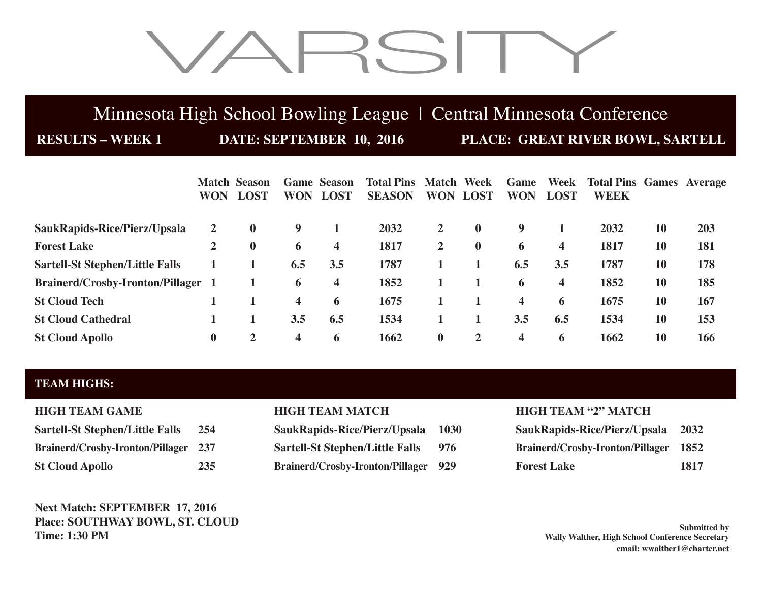# VARSITY

## Minnesota High School Bowling League | Central Minnesota Conference

**RESULTS – WEEK 1** **DATE: SEPTEMBER 10, 2016** **PLACE: GREAT RIVER BOWL, SARTELL**

| | Match WON | Season LOST | Game WON | Season LOST | Total Pins SEASON | Match WON | Week LOST | Game WON | Week LOST | Total Pins WEEK | Games | Average |
|---|---|---|---|---|---|---|---|---|---|---|---|---|
| **SaukRapids-Rice/Pierz/Upsala** | 2 | 0 | 9 | 1 | 2032 | 2 | 0 | 9 | 1 | 2032 | 10 | 203 |
| **Forest Lake** | 2 | 0 | 6 | 4 | 1817 | 2 | 0 | 6 | 4 | 1817 | 10 | 181 |
| **Sartell-St Stephen/Little Falls** | 1 | 1 | 6.5 | 3.5 | 1787 | 1 | 1 | 6.5 | 3.5 | 1787 | 10 | 178 |
| **Brainerd/Crosby-Ironton/Pillager** | 1 | 1 | 6 | 4 | 1852 | 1 | 1 | 6 | 4 | 1852 | 10 | 185 |
| **St Cloud Tech** | 1 | 1 | 4 | 6 | 1675 | 1 | 1 | 4 | 6 | 1675 | 10 | 167 |
| **St Cloud Cathedral** | 1 | 1 | 3.5 | 6.5 | 1534 | 1 | 1 | 3.5 | 6.5 | 1534 | 10 | 153 |
| **St Cloud Apollo** | 0 | 2 | 4 | 6 | 1662 | 0 | 2 | 4 | 6 | 1662 | 10 | 166 |

### TEAM HIGHS:

**HIGH TEAM GAME**

| | |
|---|---|
| Sartell-St Stephen/Little Falls | 254 |
| Brainerd/Crosby-Ironton/Pillager | 237 |
| St Cloud Apollo | 235 |

**HIGH TEAM MATCH**

| | |
|---|---|
| SaukRapids-Rice/Pierz/Upsala | 1030 |
| Sartell-St Stephen/Little Falls | 976 |
| Brainerd/Crosby-Ironton/Pillager | 929 |

**HIGH TEAM "2" MATCH**

| | |
|---|---|
| SaukRapids-Rice/Pierz/Upsala | 2032 |
| Brainerd/Crosby-Ironton/Pillager | 1852 |
| Forest Lake | 1817 |

**Next Match: SEPTEMBER 17, 2016**
**Place: SOUTHWAY BOWL, ST. CLOUD**
**Time: 1:30 PM**

**Submitted by**
**Wally Walther, High School Conference Secretary**
**email: wwalther1@charter.net**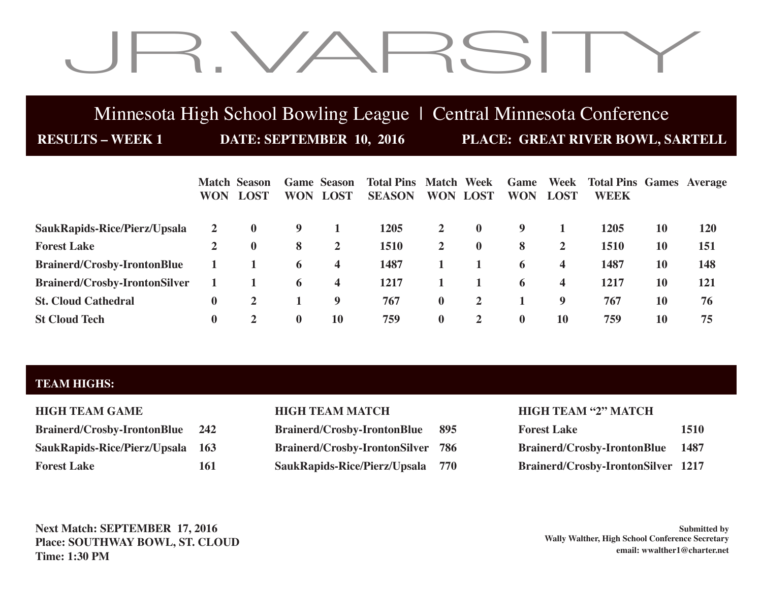# JR.VARSITY

## Minnesota High School Bowling League | Central Minnesota Conference

**RESULTS – WEEK 1** **DATE: SEPTEMBER 10, 2016** **PLACE: GREAT RIVER BOWL, SARTELL**

| | Match WON | Season LOST | Game WON | Season LOST | Total Pins SEASON | Match WON | Week LOST | Game WON | Week LOST | Total Pins WEEK | Games | Average |
|---|---|---|---|---|---|---|---|---|---|---|---|---|
| SaukRapids-Rice/Pierz/Upsala | 2 | 0 | 9 | 1 | 1205 | 2 | 0 | 9 | 1 | 1205 | 10 | 120 |
| Forest Lake | 2 | 0 | 8 | 2 | 1510 | 2 | 0 | 8 | 2 | 1510 | 10 | 151 |
| Brainerd/Crosby-IrontonBlue | 1 | 1 | 6 | 4 | 1487 | 1 | 1 | 6 | 4 | 1487 | 10 | 148 |
| Brainerd/Crosby-IrontonSilver | 1 | 1 | 6 | 4 | 1217 | 1 | 1 | 6 | 4 | 1217 | 10 | 121 |
| St. Cloud Cathedral | 0 | 2 | 1 | 9 | 767 | 0 | 2 | 1 | 9 | 767 | 10 | 76 |
| St Cloud Tech | 0 | 2 | 0 | 10 | 759 | 0 | 2 | 0 | 10 | 759 | 10 | 75 |

## TEAM HIGHS:

**HIGH TEAM GAME**

| | |
|---|---|
| Brainerd/Crosby-IrontonBlue | 242 |
| SaukRapids-Rice/Pierz/Upsala | 163 |
| Forest Lake | 161 |

**HIGH TEAM MATCH**

| | |
|---|---|
| Brainerd/Crosby-IrontonBlue | 895 |
| Brainerd/Crosby-IrontonSilver | 786 |
| SaukRapids-Rice/Pierz/Upsala | 770 |

**HIGH TEAM "2" MATCH**

| | |
|---|---|
| Forest Lake | 1510 |
| Brainerd/Crosby-IrontonBlue | 1487 |
| Brainerd/Crosby-IrontonSilver | 1217 |

**Next Match: SEPTEMBER 17, 2016**
**Place: SOUTHWAY BOWL, ST. CLOUD**
**Time: 1:30 PM**

**Submitted by**
**Wally Walther, High School Conference Secretary**
**email: wwalther1@charter.net**